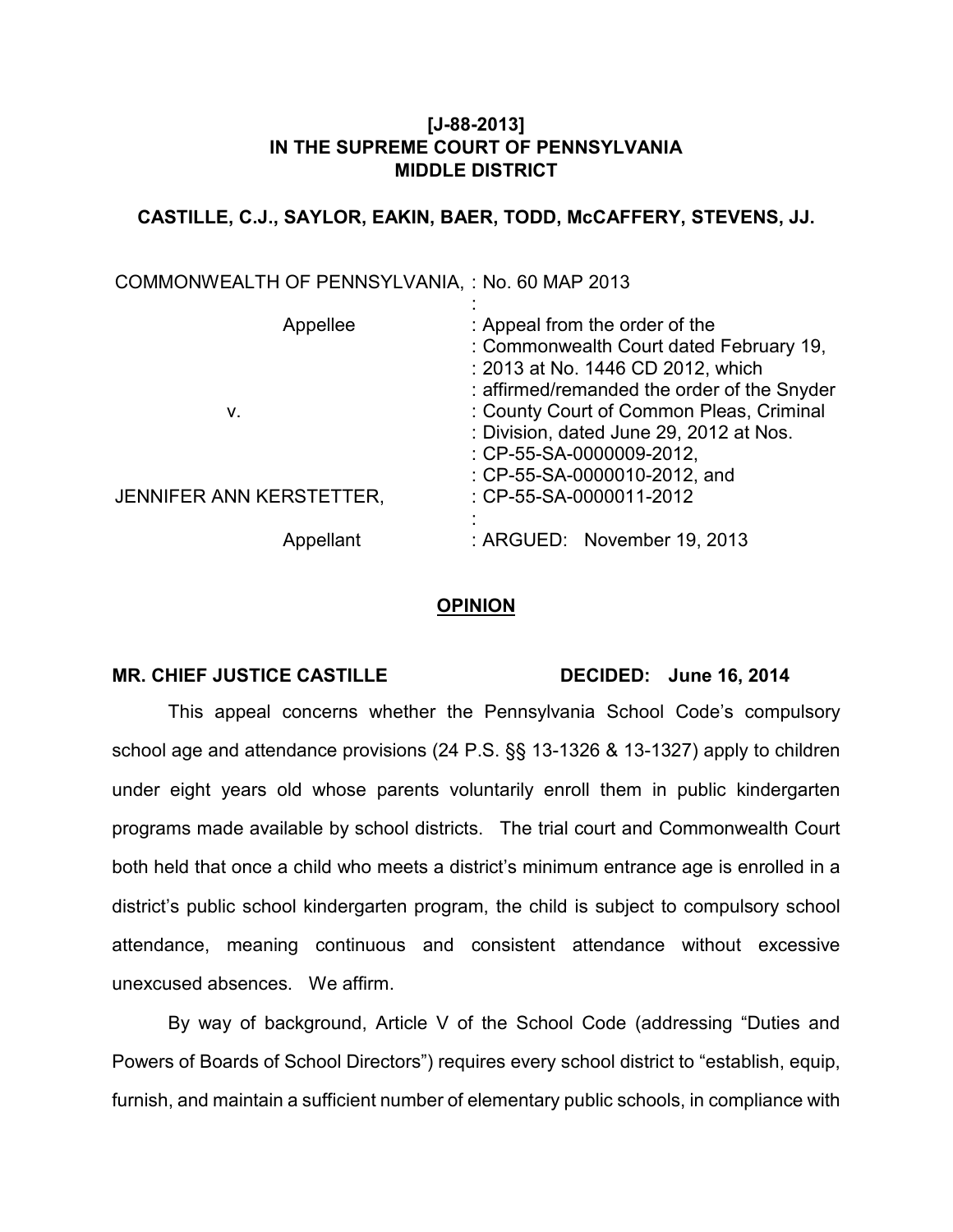**[J-88-2013]**
**IN THE SUPREME COURT OF PENNSYLVANIA**
**MIDDLE DISTRICT**

**CASTILLE, C.J., SAYLOR, EAKIN, BAER, TODD, McCAFFERY, STEVENS, JJ.**

| | |
|---|---|
| COMMONWEALTH OF PENNSYLVANIA, | : No. 60 MAP 2013 |
| | : |
| Appellee | : Appeal from the order of the |
| | : Commonwealth Court dated February 19, |
| | : 2013 at No. 1446 CD 2012, which |
| | : affirmed/remanded the order of the Snyder |
| v. | : County Court of Common Pleas, Criminal |
| | : Division, dated June 29, 2012 at Nos. |
| | : CP-55-SA-0000009-2012, |
| | : CP-55-SA-0000010-2012, and |
| JENNIFER ANN KERSTETTER, | : CP-55-SA-0000011-2012 |
| | : |
| Appellant | : ARGUED: November 19, 2013 |

## OPINION

**MR. CHIEF JUSTICE CASTILLE** **DECIDED: June 16, 2014**

This appeal concerns whether the Pennsylvania School Code's compulsory school age and attendance provisions (24 P.S. §§ 13-1326 & 13-1327) apply to children under eight years old whose parents voluntarily enroll them in public kindergarten programs made available by school districts. The trial court and Commonwealth Court both held that once a child who meets a district's minimum entrance age is enrolled in a district's public school kindergarten program, the child is subject to compulsory school attendance, meaning continuous and consistent attendance without excessive unexcused absences. We affirm.

By way of background, Article V of the School Code (addressing "Duties and Powers of Boards of School Directors") requires every school district to "establish, equip, furnish, and maintain a sufficient number of elementary public schools, in compliance with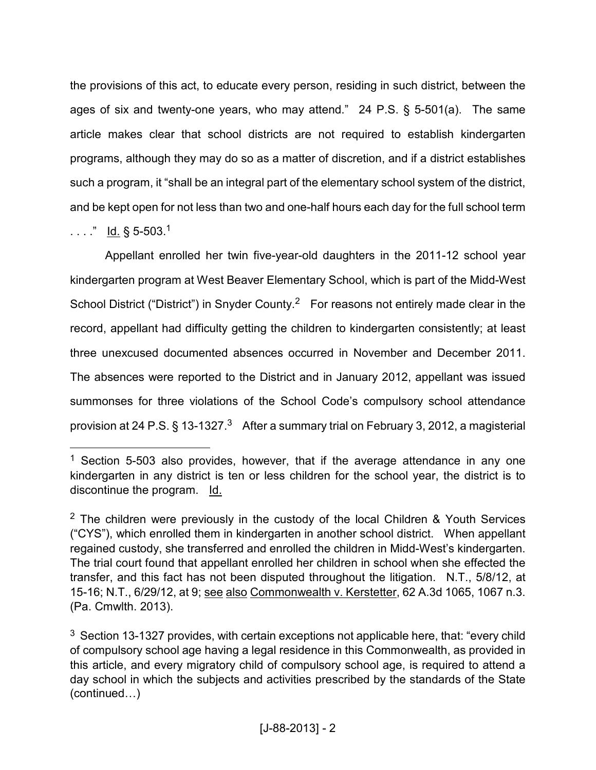the provisions of this act, to educate every person, residing in such district, between the ages of six and twenty-one years, who may attend." 24 P.S. § 5-501(a). The same article makes clear that school districts are not required to establish kindergarten programs, although they may do so as a matter of discretion, and if a district establishes such a program, it "shall be an integral part of the elementary school system of the district, and be kept open for not less than two and one-half hours each day for the full school term . . . ." Id. § 5-503.[1]

Appellant enrolled her twin five-year-old daughters in the 2011-12 school year kindergarten program at West Beaver Elementary School, which is part of the Midd-West School District ("District") in Snyder County.[2] For reasons not entirely made clear in the record, appellant had difficulty getting the children to kindergarten consistently; at least three unexcused documented absences occurred in November and December 2011. The absences were reported to the District and in January 2012, appellant was issued summonses for three violations of the School Code's compulsory school attendance provision at 24 P.S. § 13-1327.[3] After a summary trial on February 3, 2012, a magisterial

---

[1] Section 5-503 also provides, however, that if the average attendance in any one kindergarten in any district is ten or less children for the school year, the district is to discontinue the program. Id.

[2] The children were previously in the custody of the local Children & Youth Services ("CYS"), which enrolled them in kindergarten in another school district. When appellant regained custody, she transferred and enrolled the children in Midd-West's kindergarten. The trial court found that appellant enrolled her children in school when she effected the transfer, and this fact has not been disputed throughout the litigation. N.T., 5/8/12, at 15-16; N.T., 6/29/12, at 9; see also Commonwealth v. Kerstetter, 62 A.3d 1065, 1067 n.3. (Pa. Cmwlth. 2013).

[3] Section 13-1327 provides, with certain exceptions not applicable here, that: "every child of compulsory school age having a legal residence in this Commonwealth, as provided in this article, and every migratory child of compulsory school age, is required to attend a day school in which the subjects and activities prescribed by the standards of the State (continued…)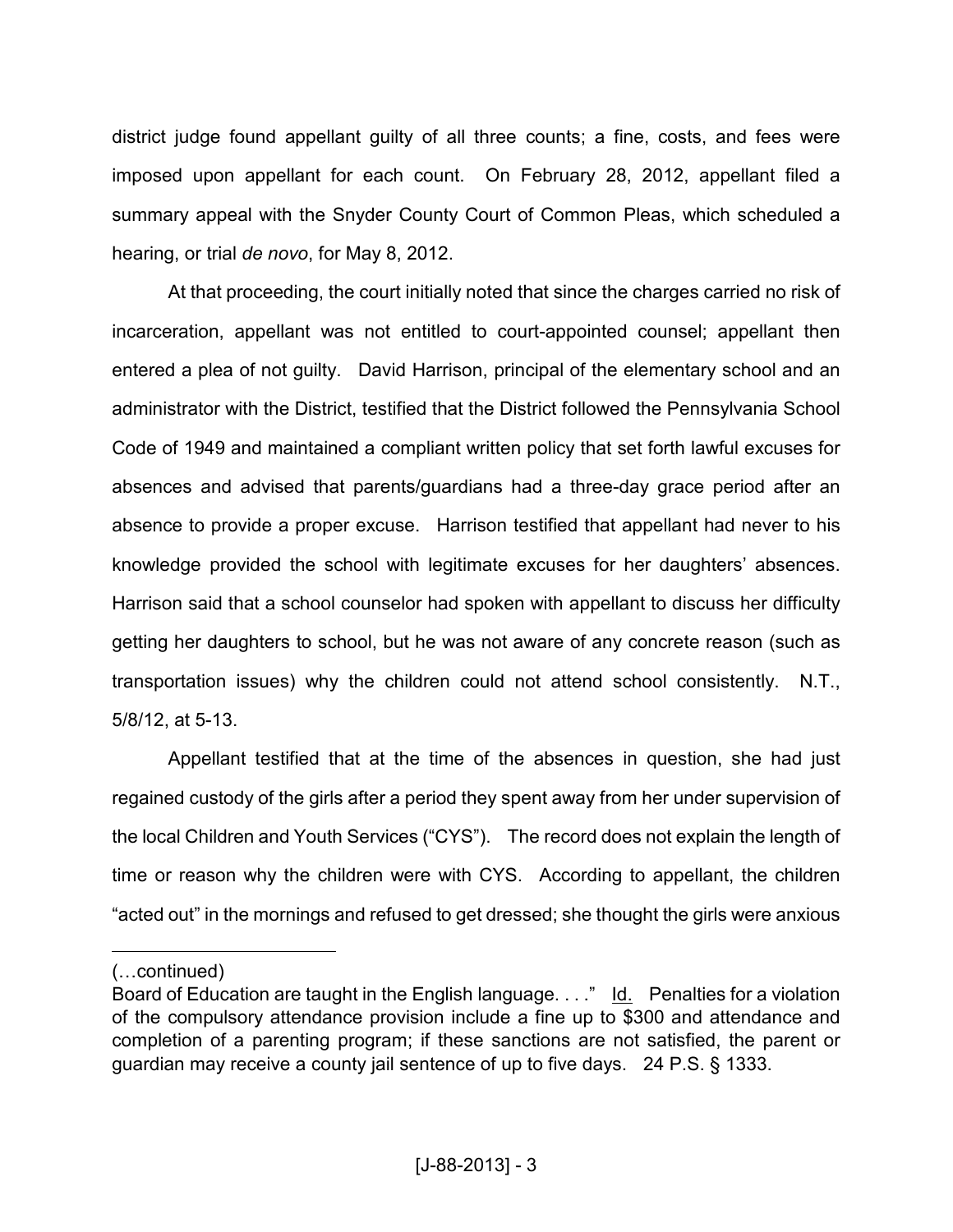district judge found appellant guilty of all three counts; a fine, costs, and fees were imposed upon appellant for each count. On February 28, 2012, appellant filed a summary appeal with the Snyder County Court of Common Pleas, which scheduled a hearing, or trial *de novo*, for May 8, 2012.

At that proceeding, the court initially noted that since the charges carried no risk of incarceration, appellant was not entitled to court-appointed counsel; appellant then entered a plea of not guilty. David Harrison, principal of the elementary school and an administrator with the District, testified that the District followed the Pennsylvania School Code of 1949 and maintained a compliant written policy that set forth lawful excuses for absences and advised that parents/guardians had a three-day grace period after an absence to provide a proper excuse. Harrison testified that appellant had never to his knowledge provided the school with legitimate excuses for her daughters' absences. Harrison said that a school counselor had spoken with appellant to discuss her difficulty getting her daughters to school, but he was not aware of any concrete reason (such as transportation issues) why the children could not attend school consistently. N.T., 5/8/12, at 5-13.

Appellant testified that at the time of the absences in question, she had just regained custody of the girls after a period they spent away from her under supervision of the local Children and Youth Services ("CYS"). The record does not explain the length of time or reason why the children were with CYS. According to appellant, the children "acted out" in the mornings and refused to get dressed; she thought the girls were anxious

---

(…continued)
Board of Education are taught in the English language. . . ." Id. Penalties for a violation of the compulsory attendance provision include a fine up to $300 and attendance and completion of a parenting program; if these sanctions are not satisfied, the parent or guardian may receive a county jail sentence of up to five days. 24 P.S. § 1333.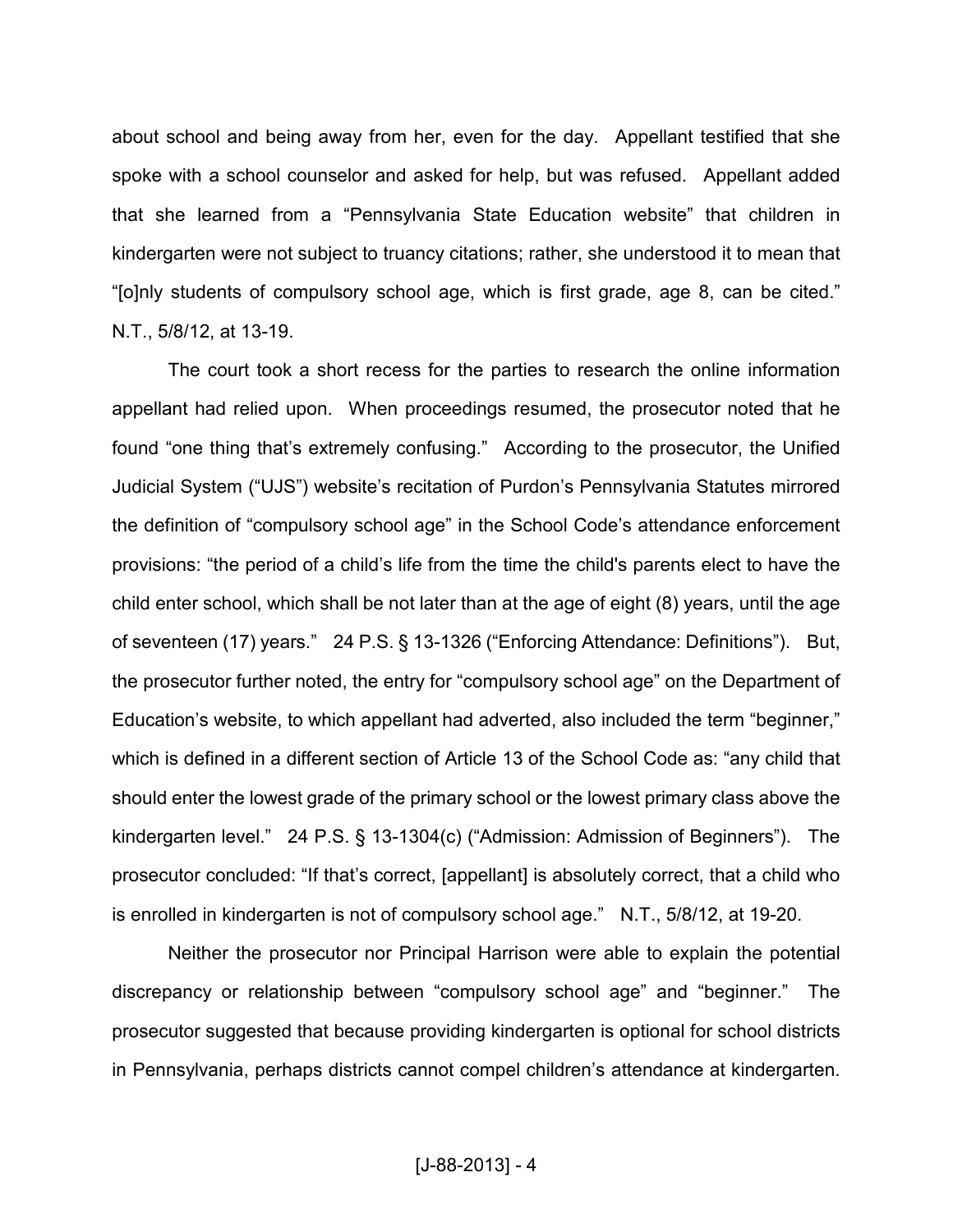about school and being away from her, even for the day. Appellant testified that she spoke with a school counselor and asked for help, but was refused. Appellant added that she learned from a "Pennsylvania State Education website" that children in kindergarten were not subject to truancy citations; rather, she understood it to mean that "[o]nly students of compulsory school age, which is first grade, age 8, can be cited." N.T., 5/8/12, at 13-19.

The court took a short recess for the parties to research the online information appellant had relied upon. When proceedings resumed, the prosecutor noted that he found "one thing that's extremely confusing." According to the prosecutor, the Unified Judicial System ("UJS") website's recitation of Purdon's Pennsylvania Statutes mirrored the definition of "compulsory school age" in the School Code's attendance enforcement provisions: "the period of a child's life from the time the child's parents elect to have the child enter school, which shall be not later than at the age of eight (8) years, until the age of seventeen (17) years." 24 P.S. § 13-1326 ("Enforcing Attendance: Definitions"). But, the prosecutor further noted, the entry for "compulsory school age" on the Department of Education's website, to which appellant had adverted, also included the term "beginner," which is defined in a different section of Article 13 of the School Code as: "any child that should enter the lowest grade of the primary school or the lowest primary class above the kindergarten level." 24 P.S. § 13-1304(c) ("Admission: Admission of Beginners"). The prosecutor concluded: "If that's correct, [appellant] is absolutely correct, that a child who is enrolled in kindergarten is not of compulsory school age." N.T., 5/8/12, at 19-20.

Neither the prosecutor nor Principal Harrison were able to explain the potential discrepancy or relationship between "compulsory school age" and "beginner." The prosecutor suggested that because providing kindergarten is optional for school districts in Pennsylvania, perhaps districts cannot compel children's attendance at kindergarten.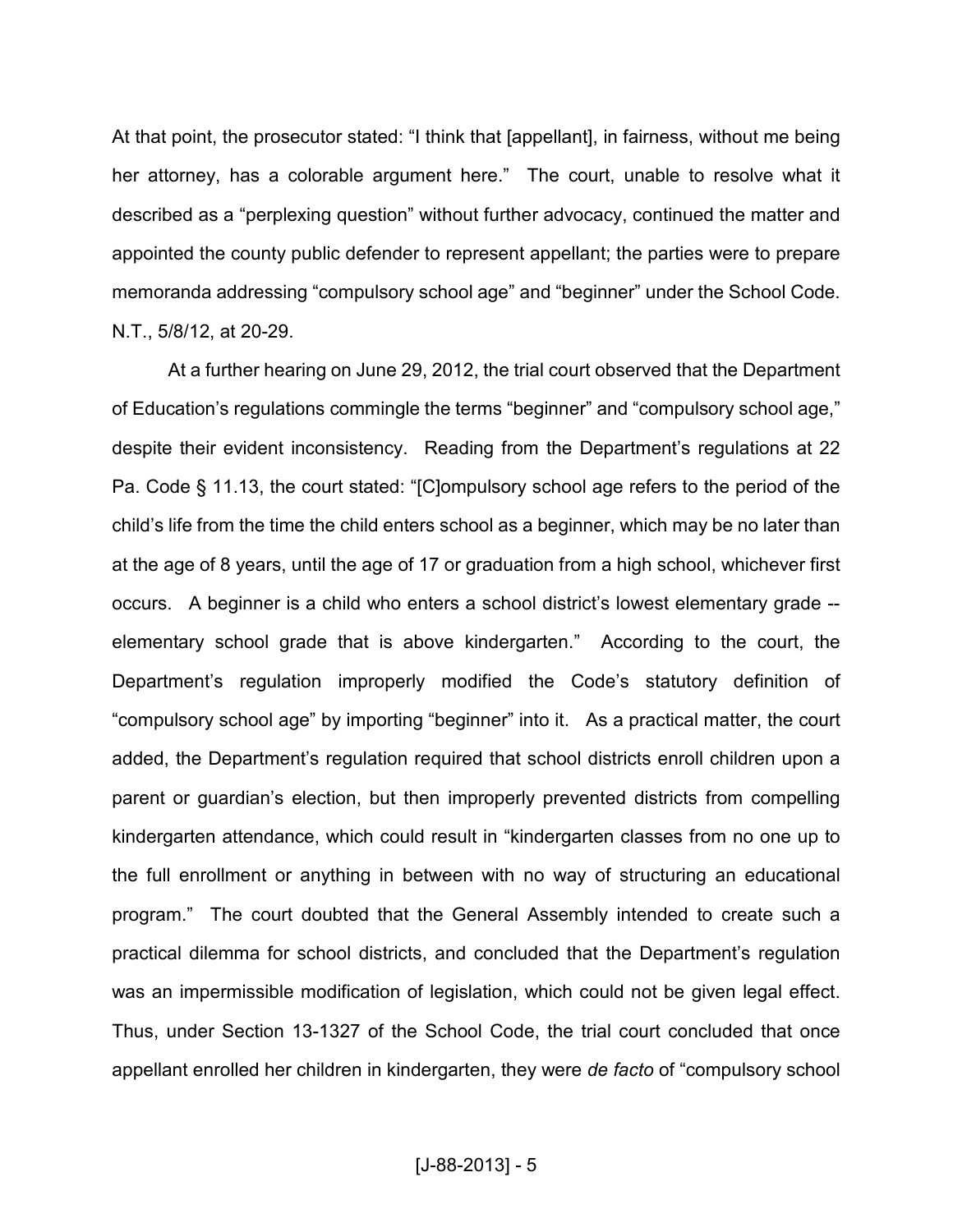At that point, the prosecutor stated: "I think that [appellant], in fairness, without me being her attorney, has a colorable argument here." The court, unable to resolve what it described as a "perplexing question" without further advocacy, continued the matter and appointed the county public defender to represent appellant; the parties were to prepare memoranda addressing "compulsory school age" and "beginner" under the School Code. N.T., 5/8/12, at 20-29.

At a further hearing on June 29, 2012, the trial court observed that the Department of Education's regulations commingle the terms "beginner" and "compulsory school age," despite their evident inconsistency. Reading from the Department's regulations at 22 Pa. Code § 11.13, the court stated: "[C]ompulsory school age refers to the period of the child's life from the time the child enters school as a beginner, which may be no later than at the age of 8 years, until the age of 17 or graduation from a high school, whichever first occurs. A beginner is a child who enters a school district's lowest elementary grade -- elementary school grade that is above kindergarten." According to the court, the Department's regulation improperly modified the Code's statutory definition of "compulsory school age" by importing "beginner" into it. As a practical matter, the court added, the Department's regulation required that school districts enroll children upon a parent or guardian's election, but then improperly prevented districts from compelling kindergarten attendance, which could result in "kindergarten classes from no one up to the full enrollment or anything in between with no way of structuring an educational program." The court doubted that the General Assembly intended to create such a practical dilemma for school districts, and concluded that the Department's regulation was an impermissible modification of legislation, which could not be given legal effect. Thus, under Section 13-1327 of the School Code, the trial court concluded that once appellant enrolled her children in kindergarten, they were *de facto* of "compulsory school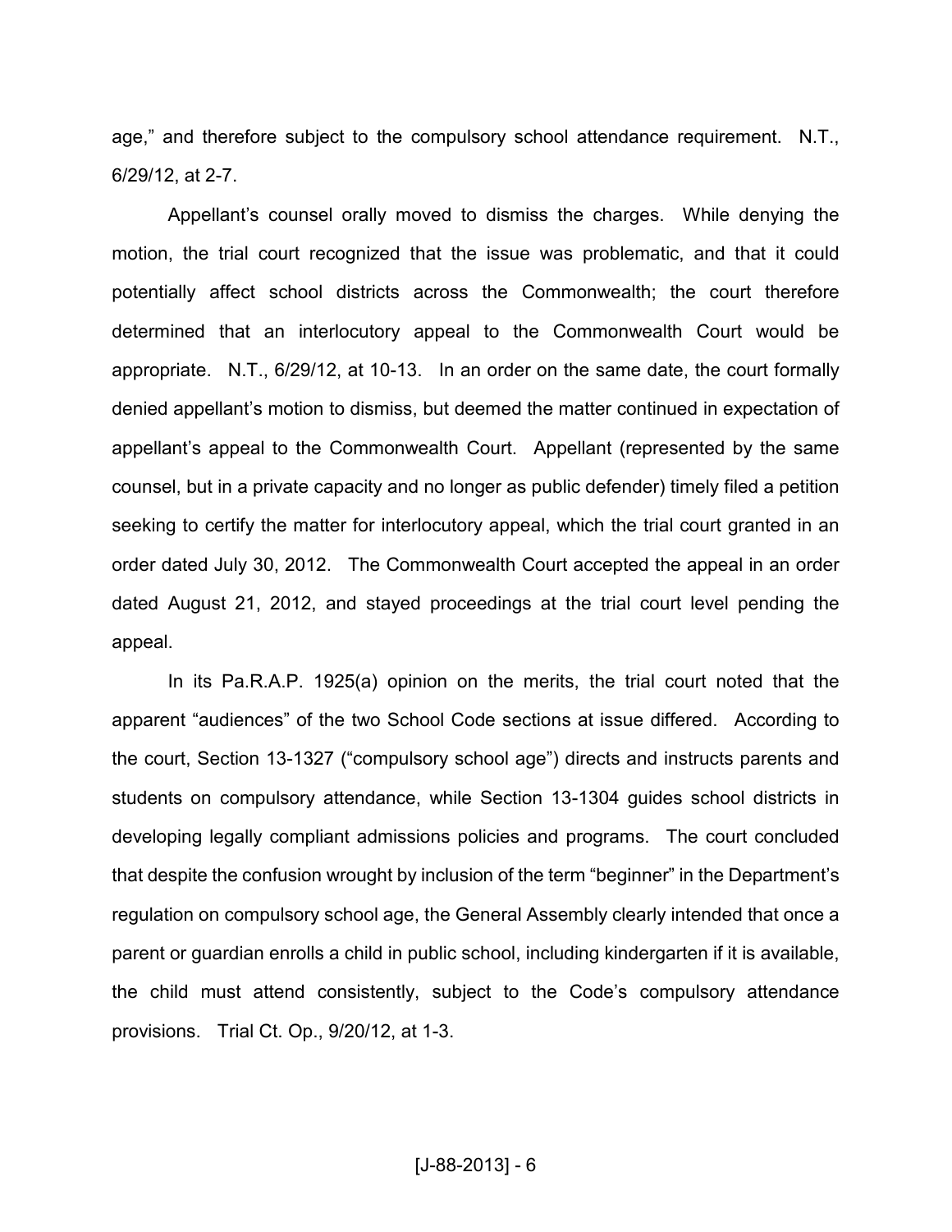age," and therefore subject to the compulsory school attendance requirement. N.T., 6/29/12, at 2-7.

Appellant's counsel orally moved to dismiss the charges. While denying the motion, the trial court recognized that the issue was problematic, and that it could potentially affect school districts across the Commonwealth; the court therefore determined that an interlocutory appeal to the Commonwealth Court would be appropriate. N.T., 6/29/12, at 10-13. In an order on the same date, the court formally denied appellant's motion to dismiss, but deemed the matter continued in expectation of appellant's appeal to the Commonwealth Court. Appellant (represented by the same counsel, but in a private capacity and no longer as public defender) timely filed a petition seeking to certify the matter for interlocutory appeal, which the trial court granted in an order dated July 30, 2012. The Commonwealth Court accepted the appeal in an order dated August 21, 2012, and stayed proceedings at the trial court level pending the appeal.

In its Pa.R.A.P. 1925(a) opinion on the merits, the trial court noted that the apparent "audiences" of the two School Code sections at issue differed. According to the court, Section 13-1327 ("compulsory school age") directs and instructs parents and students on compulsory attendance, while Section 13-1304 guides school districts in developing legally compliant admissions policies and programs. The court concluded that despite the confusion wrought by inclusion of the term "beginner" in the Department's regulation on compulsory school age, the General Assembly clearly intended that once a parent or guardian enrolls a child in public school, including kindergarten if it is available, the child must attend consistently, subject to the Code's compulsory attendance provisions. Trial Ct. Op., 9/20/12, at 1-3.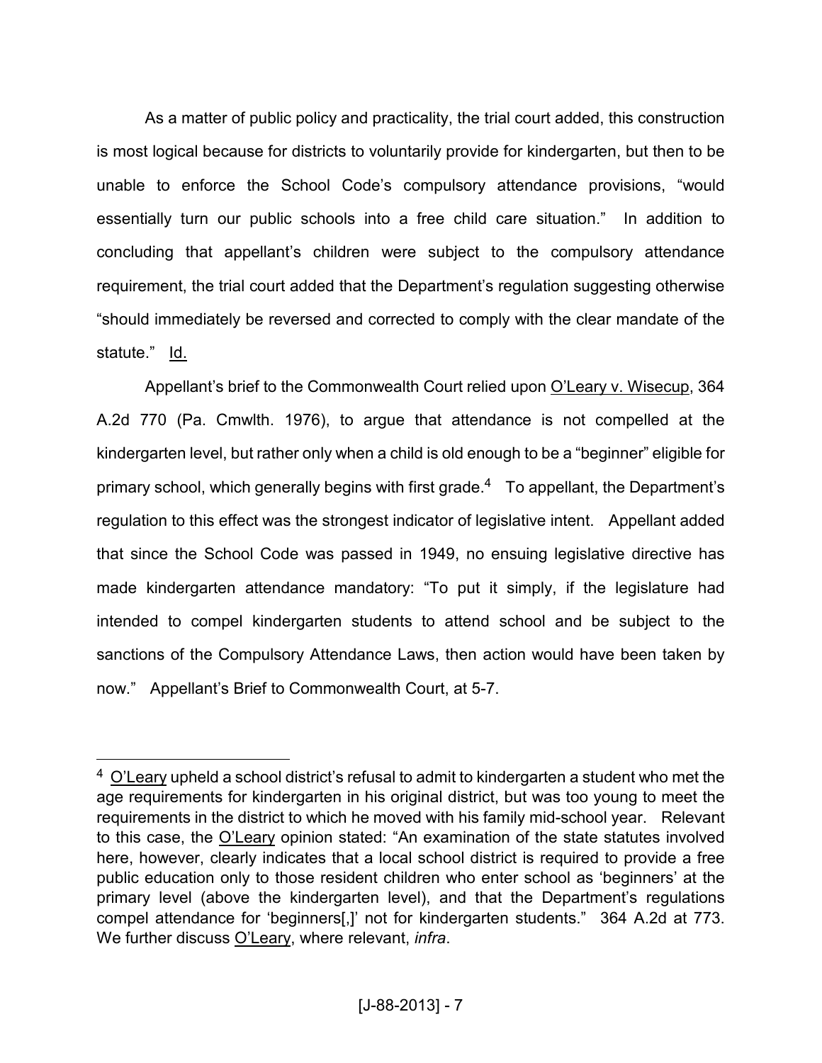As a matter of public policy and practicality, the trial court added, this construction is most logical because for districts to voluntarily provide for kindergarten, but then to be unable to enforce the School Code's compulsory attendance provisions, "would essentially turn our public schools into a free child care situation." In addition to concluding that appellant's children were subject to the compulsory attendance requirement, the trial court added that the Department's regulation suggesting otherwise "should immediately be reversed and corrected to comply with the clear mandate of the statute." Id.

Appellant's brief to the Commonwealth Court relied upon O'Leary v. Wisecup, 364 A.2d 770 (Pa. Cmwlth. 1976), to argue that attendance is not compelled at the kindergarten level, but rather only when a child is old enough to be a "beginner" eligible for primary school, which generally begins with first grade.[4] To appellant, the Department's regulation to this effect was the strongest indicator of legislative intent. Appellant added that since the School Code was passed in 1949, no ensuing legislative directive has made kindergarten attendance mandatory: "To put it simply, if the legislature had intended to compel kindergarten students to attend school and be subject to the sanctions of the Compulsory Attendance Laws, then action would have been taken by now." Appellant's Brief to Commonwealth Court, at 5-7.

---

[4] O'Leary upheld a school district's refusal to admit to kindergarten a student who met the age requirements for kindergarten in his original district, but was too young to meet the requirements in the district to which he moved with his family mid-school year. Relevant to this case, the O'Leary opinion stated: "An examination of the state statutes involved here, however, clearly indicates that a local school district is required to provide a free public education only to those resident children who enter school as 'beginners' at the primary level (above the kindergarten level), and that the Department's regulations compel attendance for 'beginners[,]' not for kindergarten students." 364 A.2d at 773. We further discuss O'Leary, where relevant, *infra*.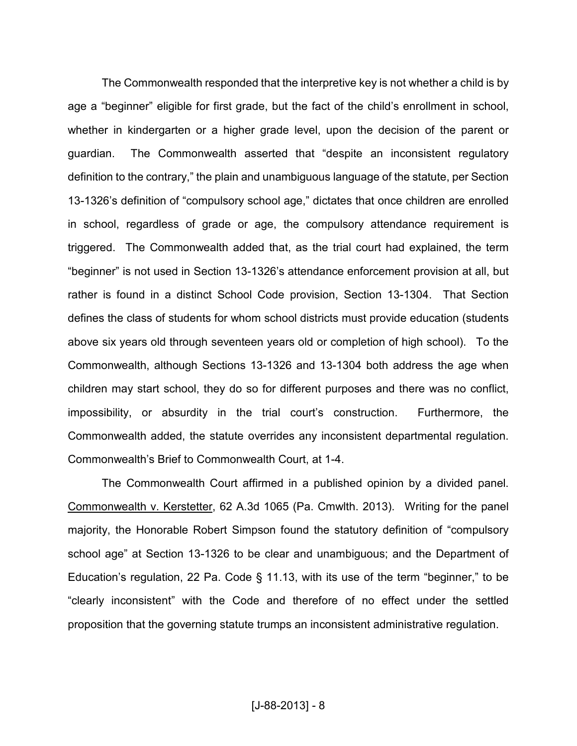The Commonwealth responded that the interpretive key is not whether a child is by age a "beginner" eligible for first grade, but the fact of the child's enrollment in school, whether in kindergarten or a higher grade level, upon the decision of the parent or guardian. The Commonwealth asserted that "despite an inconsistent regulatory definition to the contrary," the plain and unambiguous language of the statute, per Section 13-1326's definition of "compulsory school age," dictates that once children are enrolled in school, regardless of grade or age, the compulsory attendance requirement is triggered. The Commonwealth added that, as the trial court had explained, the term "beginner" is not used in Section 13-1326's attendance enforcement provision at all, but rather is found in a distinct School Code provision, Section 13-1304. That Section defines the class of students for whom school districts must provide education (students above six years old through seventeen years old or completion of high school). To the Commonwealth, although Sections 13-1326 and 13-1304 both address the age when children may start school, they do so for different purposes and there was no conflict, impossibility, or absurdity in the trial court's construction. Furthermore, the Commonwealth added, the statute overrides any inconsistent departmental regulation. Commonwealth's Brief to Commonwealth Court, at 1-4.

The Commonwealth Court affirmed in a published opinion by a divided panel. Commonwealth v. Kerstetter, 62 A.3d 1065 (Pa. Cmwlth. 2013). Writing for the panel majority, the Honorable Robert Simpson found the statutory definition of "compulsory school age" at Section 13-1326 to be clear and unambiguous; and the Department of Education's regulation, 22 Pa. Code § 11.13, with its use of the term "beginner," to be "clearly inconsistent" with the Code and therefore of no effect under the settled proposition that the governing statute trumps an inconsistent administrative regulation.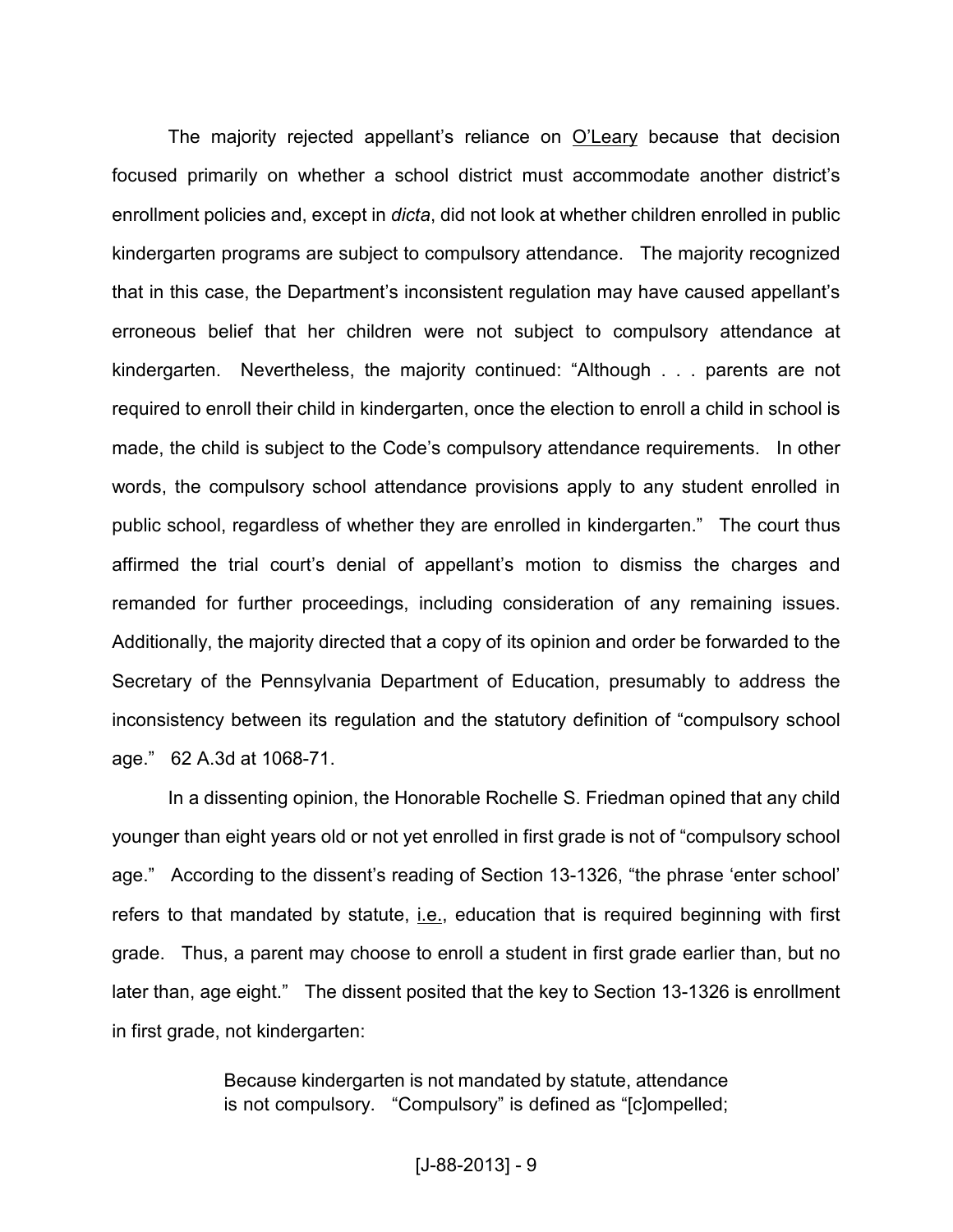The majority rejected appellant's reliance on <u>O'Leary</u> because that decision focused primarily on whether a school district must accommodate another district's enrollment policies and, except in *dicta*, did not look at whether children enrolled in public kindergarten programs are subject to compulsory attendance. The majority recognized that in this case, the Department's inconsistent regulation may have caused appellant's erroneous belief that her children were not subject to compulsory attendance at kindergarten. Nevertheless, the majority continued: "Although . . . parents are not required to enroll their child in kindergarten, once the election to enroll a child in school is made, the child is subject to the Code's compulsory attendance requirements. In other words, the compulsory school attendance provisions apply to any student enrolled in public school, regardless of whether they are enrolled in kindergarten." The court thus affirmed the trial court's denial of appellant's motion to dismiss the charges and remanded for further proceedings, including consideration of any remaining issues. Additionally, the majority directed that a copy of its opinion and order be forwarded to the Secretary of the Pennsylvania Department of Education, presumably to address the inconsistency between its regulation and the statutory definition of "compulsory school age." 62 A.3d at 1068-71.

In a dissenting opinion, the Honorable Rochelle S. Friedman opined that any child younger than eight years old or not yet enrolled in first grade is not of "compulsory school age." According to the dissent's reading of Section 13-1326, "the phrase 'enter school' refers to that mandated by statute, <u>i.e.</u>, education that is required beginning with first grade. Thus, a parent may choose to enroll a student in first grade earlier than, but no later than, age eight." The dissent posited that the key to Section 13-1326 is enrollment in first grade, not kindergarten:

> Because kindergarten is not mandated by statute, attendance is not compulsory. "Compulsory" is defined as "[c]ompelled;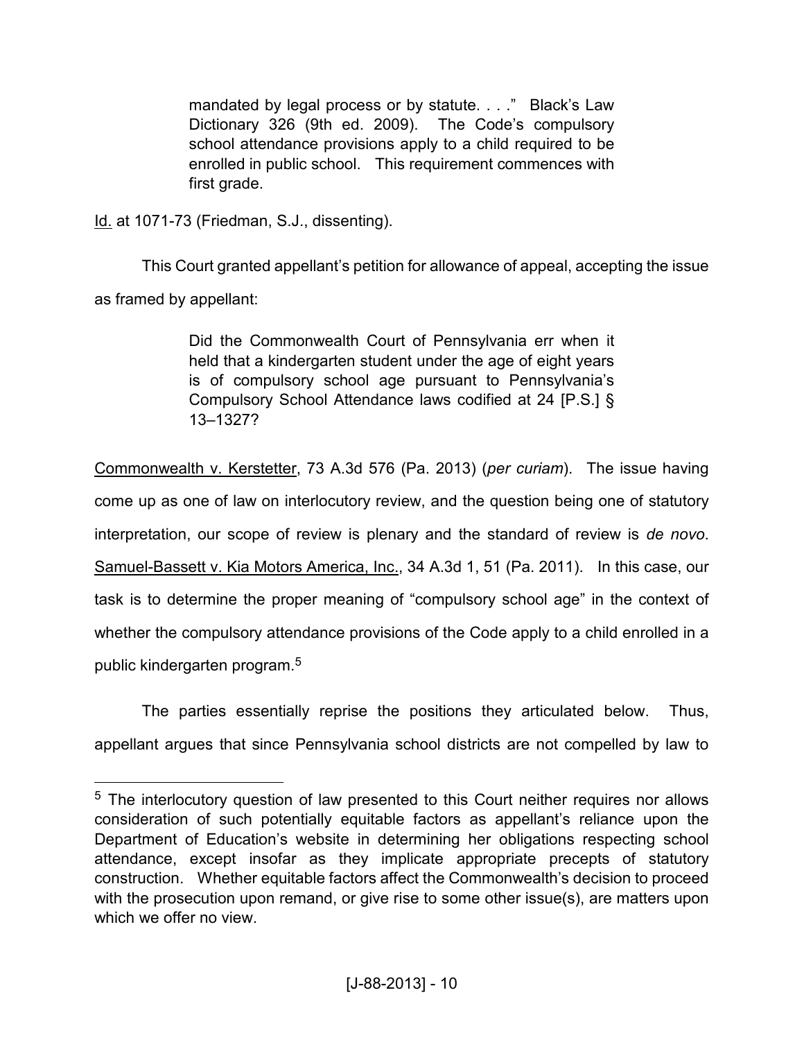> mandated by legal process or by statute. . . ." Black's Law Dictionary 326 (9th ed. 2009). The Code's compulsory school attendance provisions apply to a child required to be enrolled in public school. This requirement commences with first grade.

Id. at 1071-73 (Friedman, S.J., dissenting).

This Court granted appellant's petition for allowance of appeal, accepting the issue as framed by appellant:

> Did the Commonwealth Court of Pennsylvania err when it held that a kindergarten student under the age of eight years is of compulsory school age pursuant to Pennsylvania's Compulsory School Attendance laws codified at 24 [P.S.] § 13–1327?

Commonwealth v. Kerstetter, 73 A.3d 576 (Pa. 2013) (*per curiam*). The issue having come up as one of law on interlocutory review, and the question being one of statutory interpretation, our scope of review is plenary and the standard of review is *de novo*. Samuel-Bassett v. Kia Motors America, Inc., 34 A.3d 1, 51 (Pa. 2011). In this case, our task is to determine the proper meaning of "compulsory school age" in the context of whether the compulsory attendance provisions of the Code apply to a child enrolled in a public kindergarten program.[5]

The parties essentially reprise the positions they articulated below. Thus, appellant argues that since Pennsylvania school districts are not compelled by law to

---

[5] The interlocutory question of law presented to this Court neither requires nor allows consideration of such potentially equitable factors as appellant's reliance upon the Department of Education's website in determining her obligations respecting school attendance, except insofar as they implicate appropriate precepts of statutory construction. Whether equitable factors affect the Commonwealth's decision to proceed with the prosecution upon remand, or give rise to some other issue(s), are matters upon which we offer no view.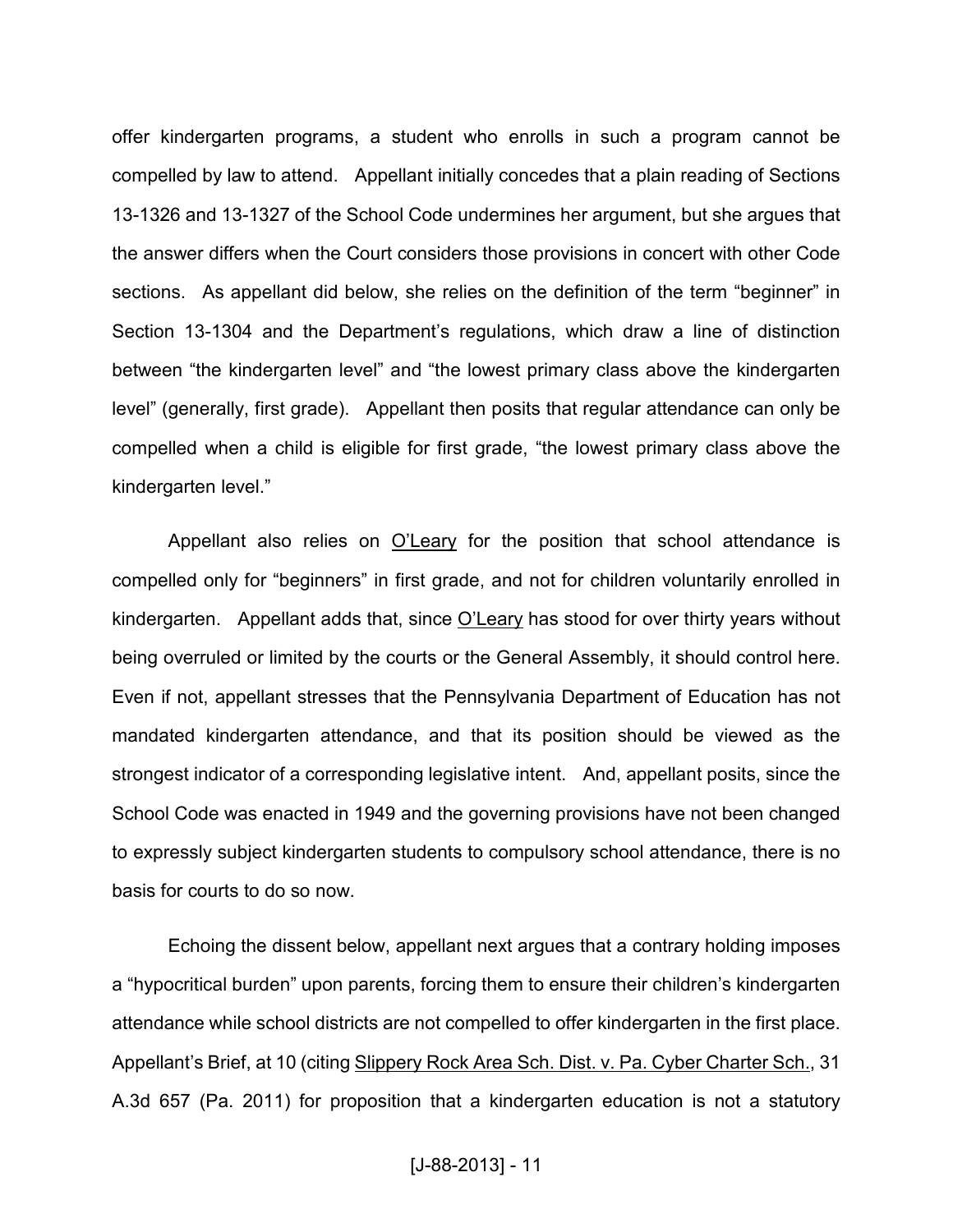offer kindergarten programs, a student who enrolls in such a program cannot be compelled by law to attend. Appellant initially concedes that a plain reading of Sections 13-1326 and 13-1327 of the School Code undermines her argument, but she argues that the answer differs when the Court considers those provisions in concert with other Code sections. As appellant did below, she relies on the definition of the term "beginner" in Section 13-1304 and the Department's regulations, which draw a line of distinction between "the kindergarten level" and "the lowest primary class above the kindergarten level" (generally, first grade). Appellant then posits that regular attendance can only be compelled when a child is eligible for first grade, "the lowest primary class above the kindergarten level."

Appellant also relies on O'Leary for the position that school attendance is compelled only for "beginners" in first grade, and not for children voluntarily enrolled in kindergarten. Appellant adds that, since O'Leary has stood for over thirty years without being overruled or limited by the courts or the General Assembly, it should control here. Even if not, appellant stresses that the Pennsylvania Department of Education has not mandated kindergarten attendance, and that its position should be viewed as the strongest indicator of a corresponding legislative intent. And, appellant posits, since the School Code was enacted in 1949 and the governing provisions have not been changed to expressly subject kindergarten students to compulsory school attendance, there is no basis for courts to do so now.

Echoing the dissent below, appellant next argues that a contrary holding imposes a "hypocritical burden" upon parents, forcing them to ensure their children's kindergarten attendance while school districts are not compelled to offer kindergarten in the first place. Appellant's Brief, at 10 (citing Slippery Rock Area Sch. Dist. v. Pa. Cyber Charter Sch., 31 A.3d 657 (Pa. 2011) for proposition that a kindergarten education is not a statutory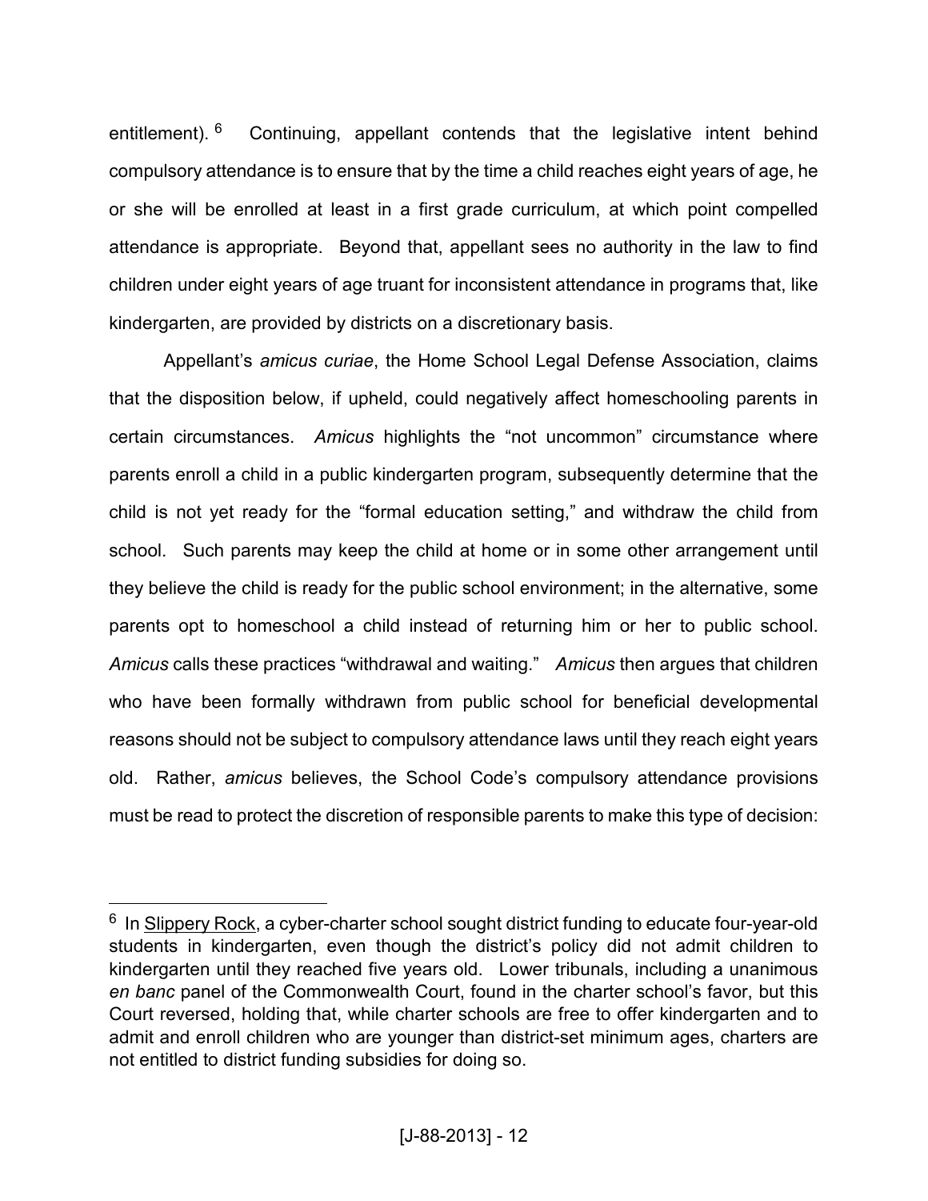entitlement).[6] Continuing, appellant contends that the legislative intent behind compulsory attendance is to ensure that by the time a child reaches eight years of age, he or she will be enrolled at least in a first grade curriculum, at which point compelled attendance is appropriate. Beyond that, appellant sees no authority in the law to find children under eight years of age truant for inconsistent attendance in programs that, like kindergarten, are provided by districts on a discretionary basis.

Appellant's *amicus curiae*, the Home School Legal Defense Association, claims that the disposition below, if upheld, could negatively affect homeschooling parents in certain circumstances. *Amicus* highlights the "not uncommon" circumstance where parents enroll a child in a public kindergarten program, subsequently determine that the child is not yet ready for the "formal education setting," and withdraw the child from school. Such parents may keep the child at home or in some other arrangement until they believe the child is ready for the public school environment; in the alternative, some parents opt to homeschool a child instead of returning him or her to public school. *Amicus* calls these practices "withdrawal and waiting." *Amicus* then argues that children who have been formally withdrawn from public school for beneficial developmental reasons should not be subject to compulsory attendance laws until they reach eight years old. Rather, *amicus* believes, the School Code's compulsory attendance provisions must be read to protect the discretion of responsible parents to make this type of decision:

---

[6] In Slippery Rock, a cyber-charter school sought district funding to educate four-year-old students in kindergarten, even though the district's policy did not admit children to kindergarten until they reached five years old. Lower tribunals, including a unanimous *en banc* panel of the Commonwealth Court, found in the charter school's favor, but this Court reversed, holding that, while charter schools are free to offer kindergarten and to admit and enroll children who are younger than district-set minimum ages, charters are not entitled to district funding subsidies for doing so.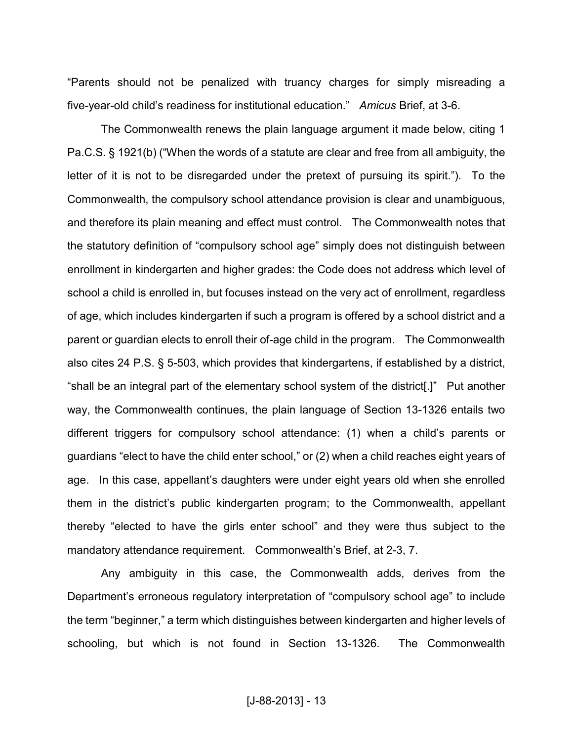"Parents should not be penalized with truancy charges for simply misreading a five-year-old child's readiness for institutional education." *Amicus* Brief, at 3-6.

The Commonwealth renews the plain language argument it made below, citing 1 Pa.C.S. § 1921(b) ("When the words of a statute are clear and free from all ambiguity, the letter of it is not to be disregarded under the pretext of pursuing its spirit."). To the Commonwealth, the compulsory school attendance provision is clear and unambiguous, and therefore its plain meaning and effect must control. The Commonwealth notes that the statutory definition of "compulsory school age" simply does not distinguish between enrollment in kindergarten and higher grades: the Code does not address which level of school a child is enrolled in, but focuses instead on the very act of enrollment, regardless of age, which includes kindergarten if such a program is offered by a school district and a parent or guardian elects to enroll their of-age child in the program. The Commonwealth also cites 24 P.S. § 5-503, which provides that kindergartens, if established by a district, "shall be an integral part of the elementary school system of the district[.]" Put another way, the Commonwealth continues, the plain language of Section 13-1326 entails two different triggers for compulsory school attendance: (1) when a child's parents or guardians "elect to have the child enter school," or (2) when a child reaches eight years of age. In this case, appellant's daughters were under eight years old when she enrolled them in the district's public kindergarten program; to the Commonwealth, appellant thereby "elected to have the girls enter school" and they were thus subject to the mandatory attendance requirement. Commonwealth's Brief, at 2-3, 7.

Any ambiguity in this case, the Commonwealth adds, derives from the Department's erroneous regulatory interpretation of "compulsory school age" to include the term "beginner," a term which distinguishes between kindergarten and higher levels of schooling, but which is not found in Section 13-1326. The Commonwealth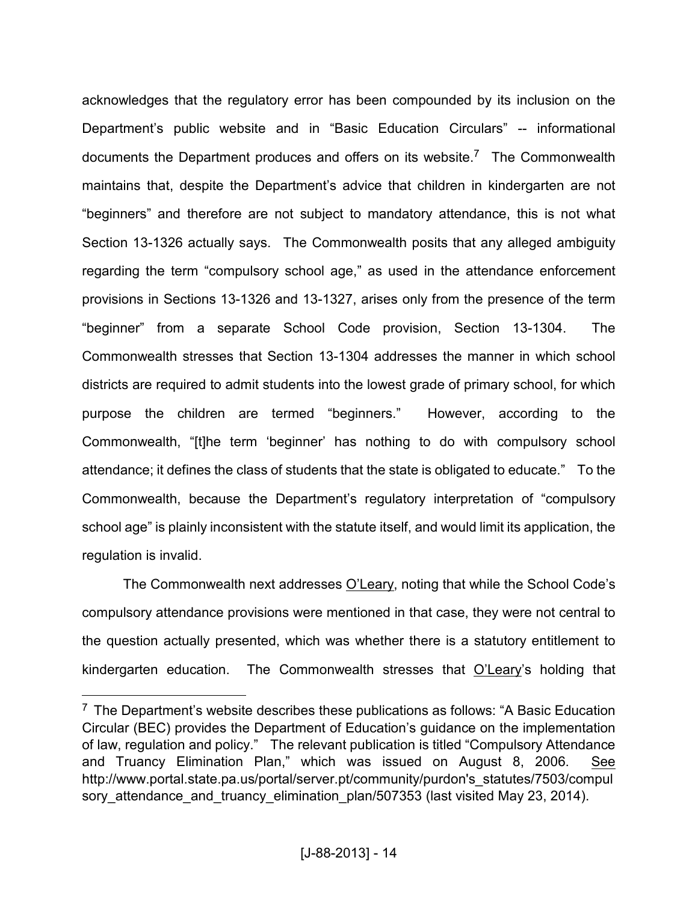acknowledges that the regulatory error has been compounded by its inclusion on the Department's public website and in "Basic Education Circulars" -- informational documents the Department produces and offers on its website.[7] The Commonwealth maintains that, despite the Department's advice that children in kindergarten are not "beginners" and therefore are not subject to mandatory attendance, this is not what Section 13-1326 actually says. The Commonwealth posits that any alleged ambiguity regarding the term "compulsory school age," as used in the attendance enforcement provisions in Sections 13-1326 and 13-1327, arises only from the presence of the term "beginner" from a separate School Code provision, Section 13-1304. The Commonwealth stresses that Section 13-1304 addresses the manner in which school districts are required to admit students into the lowest grade of primary school, for which purpose the children are termed "beginners." However, according to the Commonwealth, "[t]he term 'beginner' has nothing to do with compulsory school attendance; it defines the class of students that the state is obligated to educate." To the Commonwealth, because the Department's regulatory interpretation of "compulsory school age" is plainly inconsistent with the statute itself, and would limit its application, the regulation is invalid.

The Commonwealth next addresses O'Leary, noting that while the School Code's compulsory attendance provisions were mentioned in that case, they were not central to the question actually presented, which was whether there is a statutory entitlement to kindergarten education. The Commonwealth stresses that O'Leary's holding that

---

[7] The Department's website describes these publications as follows: "A Basic Education Circular (BEC) provides the Department of Education's guidance on the implementation of law, regulation and policy." The relevant publication is titled "Compulsory Attendance and Truancy Elimination Plan," which was issued on August 8, 2006. See http://www.portal.state.pa.us/portal/server.pt/community/purdon's_statutes/7503/compulsory_attendance_and_truancy_elimination_plan/507353 (last visited May 23, 2014).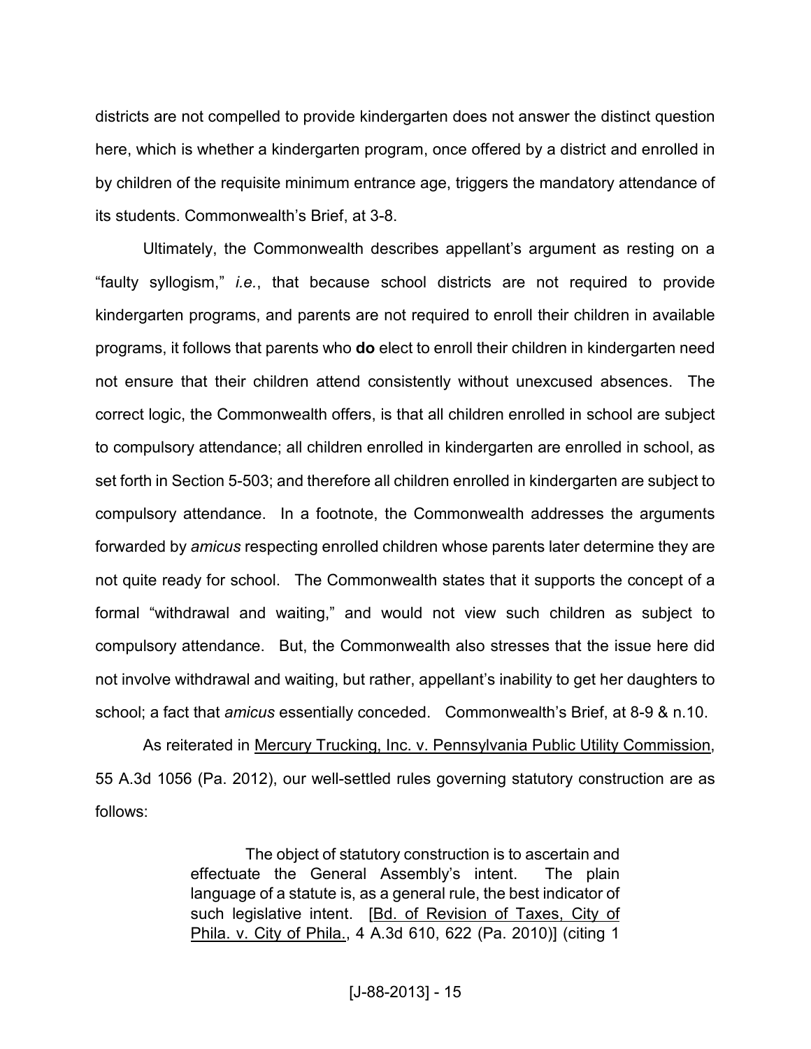districts are not compelled to provide kindergarten does not answer the distinct question here, which is whether a kindergarten program, once offered by a district and enrolled in by children of the requisite minimum entrance age, triggers the mandatory attendance of its students. Commonwealth's Brief, at 3-8.

Ultimately, the Commonwealth describes appellant's argument as resting on a "faulty syllogism," *i.e.*, that because school districts are not required to provide kindergarten programs, and parents are not required to enroll their children in available programs, it follows that parents who **do** elect to enroll their children in kindergarten need not ensure that their children attend consistently without unexcused absences. The correct logic, the Commonwealth offers, is that all children enrolled in school are subject to compulsory attendance; all children enrolled in kindergarten are enrolled in school, as set forth in Section 5-503; and therefore all children enrolled in kindergarten are subject to compulsory attendance. In a footnote, the Commonwealth addresses the arguments forwarded by *amicus* respecting enrolled children whose parents later determine they are not quite ready for school. The Commonwealth states that it supports the concept of a formal "withdrawal and waiting," and would not view such children as subject to compulsory attendance. But, the Commonwealth also stresses that the issue here did not involve withdrawal and waiting, but rather, appellant's inability to get her daughters to school; a fact that *amicus* essentially conceded. Commonwealth's Brief, at 8-9 & n.10.

As reiterated in Mercury Trucking, Inc. v. Pennsylvania Public Utility Commission, 55 A.3d 1056 (Pa. 2012), our well-settled rules governing statutory construction are as follows:

> The object of statutory construction is to ascertain and effectuate the General Assembly's intent. The plain language of a statute is, as a general rule, the best indicator of such legislative intent. [Bd. of Revision of Taxes, City of Phila. v. City of Phila., 4 A.3d 610, 622 (Pa. 2010)] (citing 1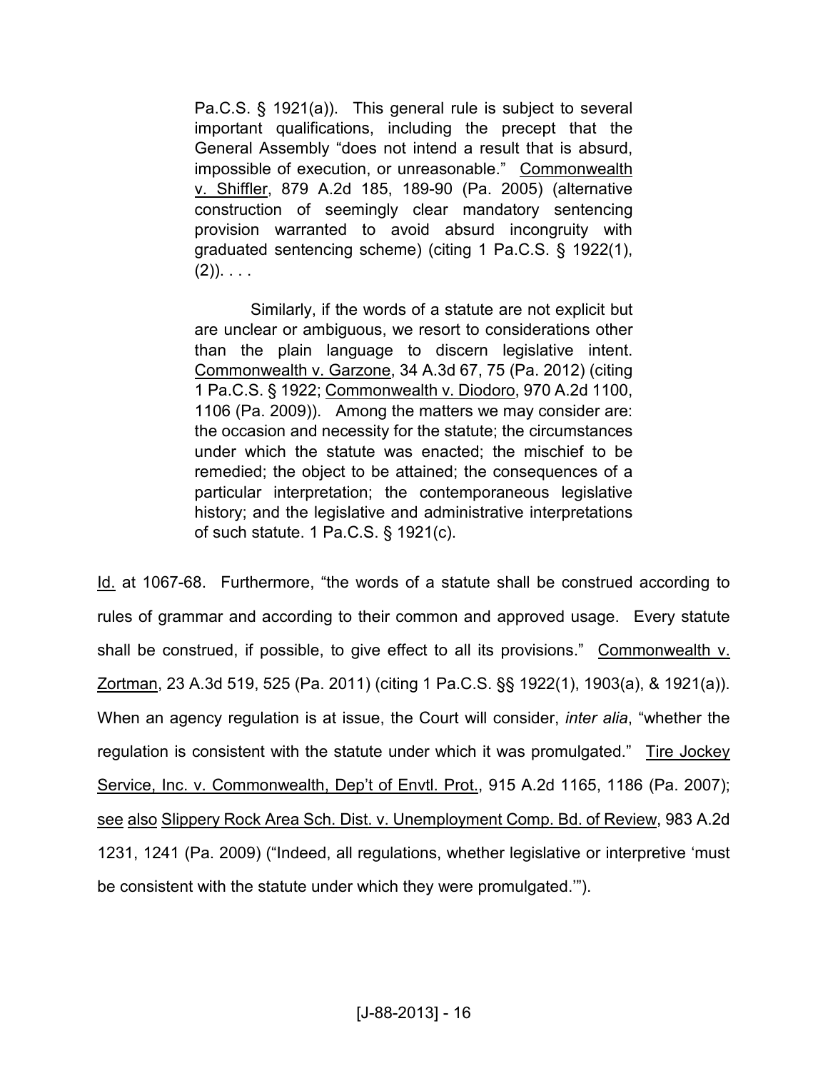> Pa.C.S. § 1921(a)). This general rule is subject to several important qualifications, including the precept that the General Assembly "does not intend a result that is absurd, impossible of execution, or unreasonable." Commonwealth v. Shiffler, 879 A.2d 185, 189-90 (Pa. 2005) (alternative construction of seemingly clear mandatory sentencing provision warranted to avoid absurd incongruity with graduated sentencing scheme) (citing 1 Pa.C.S. § 1922(1), (2)). . . .
>
> Similarly, if the words of a statute are not explicit but are unclear or ambiguous, we resort to considerations other than the plain language to discern legislative intent. Commonwealth v. Garzone, 34 A.3d 67, 75 (Pa. 2012) (citing 1 Pa.C.S. § 1922; Commonwealth v. Diodoro, 970 A.2d 1100, 1106 (Pa. 2009)). Among the matters we may consider are: the occasion and necessity for the statute; the circumstances under which the statute was enacted; the mischief to be remedied; the object to be attained; the consequences of a particular interpretation; the contemporaneous legislative history; and the legislative and administrative interpretations of such statute. 1 Pa.C.S. § 1921(c).

Id. at 1067-68. Furthermore, "the words of a statute shall be construed according to rules of grammar and according to their common and approved usage. Every statute shall be construed, if possible, to give effect to all its provisions." Commonwealth v. Zortman, 23 A.3d 519, 525 (Pa. 2011) (citing 1 Pa.C.S. §§ 1922(1), 1903(a), & 1921(a)). When an agency regulation is at issue, the Court will consider, *inter alia*, "whether the regulation is consistent with the statute under which it was promulgated." Tire Jockey Service, Inc. v. Commonwealth, Dep't of Envtl. Prot., 915 A.2d 1165, 1186 (Pa. 2007); see also Slippery Rock Area Sch. Dist. v. Unemployment Comp. Bd. of Review, 983 A.2d 1231, 1241 (Pa. 2009) ("Indeed, all regulations, whether legislative or interpretive 'must be consistent with the statute under which they were promulgated.'").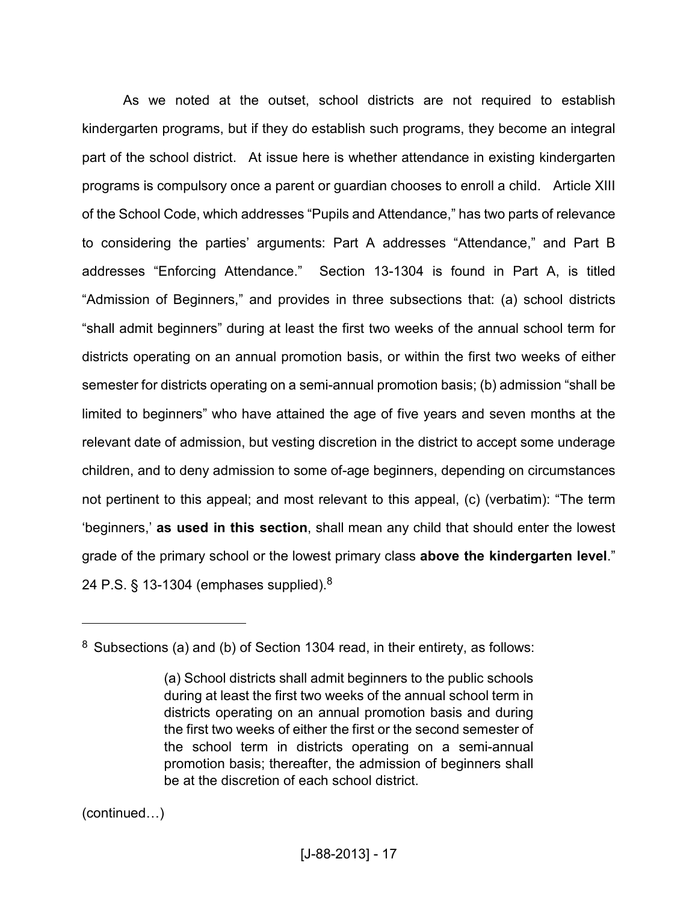As we noted at the outset, school districts are not required to establish kindergarten programs, but if they do establish such programs, they become an integral part of the school district. At issue here is whether attendance in existing kindergarten programs is compulsory once a parent or guardian chooses to enroll a child. Article XIII of the School Code, which addresses "Pupils and Attendance," has two parts of relevance to considering the parties' arguments: Part A addresses "Attendance," and Part B addresses "Enforcing Attendance." Section 13-1304 is found in Part A, is titled "Admission of Beginners," and provides in three subsections that: (a) school districts "shall admit beginners" during at least the first two weeks of the annual school term for districts operating on an annual promotion basis, or within the first two weeks of either semester for districts operating on a semi-annual promotion basis; (b) admission "shall be limited to beginners" who have attained the age of five years and seven months at the relevant date of admission, but vesting discretion in the district to accept some underage children, and to deny admission to some of-age beginners, depending on circumstances not pertinent to this appeal; and most relevant to this appeal, (c) (verbatim): "The term 'beginners,' **as used in this section**, shall mean any child that should enter the lowest grade of the primary school or the lowest primary class **above the kindergarten level**." 24 P.S. § 13-1304 (emphases supplied).[8]

---

[8] Subsections (a) and (b) of Section 1304 read, in their entirety, as follows:

> (a) School districts shall admit beginners to the public schools during at least the first two weeks of the annual school term in districts operating on an annual promotion basis and during the first two weeks of either the first or the second semester of the school term in districts operating on a semi-annual promotion basis; thereafter, the admission of beginners shall be at the discretion of each school district.

(continued…)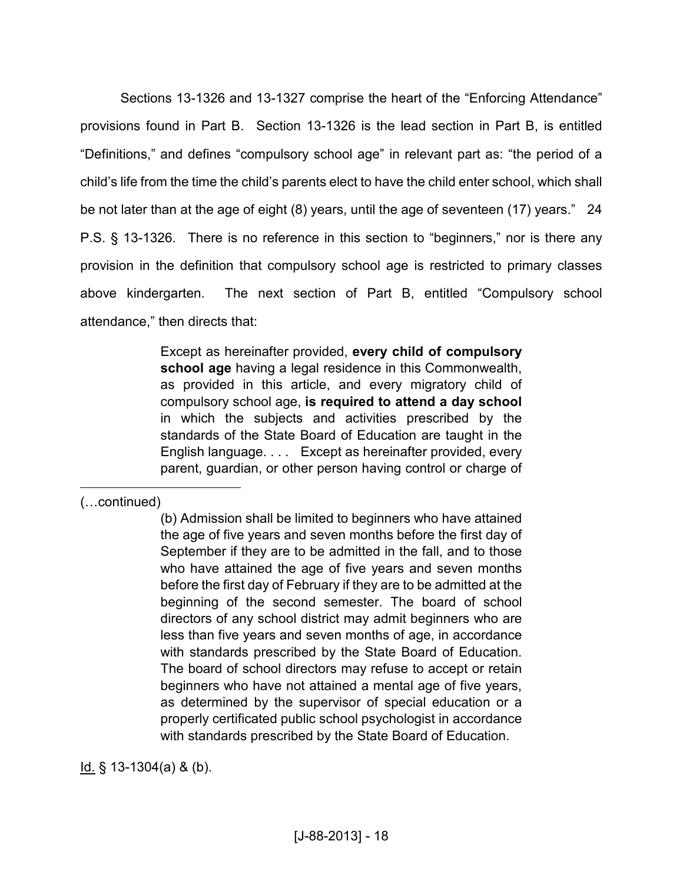Sections 13-1326 and 13-1327 comprise the heart of the "Enforcing Attendance" provisions found in Part B. Section 13-1326 is the lead section in Part B, is entitled "Definitions," and defines "compulsory school age" in relevant part as: "the period of a child's life from the time the child's parents elect to have the child enter school, which shall be not later than at the age of eight (8) years, until the age of seventeen (17) years." 24 P.S. § 13-1326. There is no reference in this section to "beginners," nor is there any provision in the definition that compulsory school age is restricted to primary classes above kindergarten. The next section of Part B, entitled "Compulsory school attendance," then directs that:

> Except as hereinafter provided, **every child of compulsory school age** having a legal residence in this Commonwealth, as provided in this article, and every migratory child of compulsory school age, **is required to attend a day school** in which the subjects and activities prescribed by the standards of the State Board of Education are taught in the English language. . . . Except as hereinafter provided, every parent, guardian, or other person having control or charge of

---

(…continued)

> (b) Admission shall be limited to beginners who have attained the age of five years and seven months before the first day of September if they are to be admitted in the fall, and to those who have attained the age of five years and seven months before the first day of February if they are to be admitted at the beginning of the second semester. The board of school directors of any school district may admit beginners who are less than five years and seven months of age, in accordance with standards prescribed by the State Board of Education. The board of school directors may refuse to accept or retain beginners who have not attained a mental age of five years, as determined by the supervisor of special education or a properly certificated public school psychologist in accordance with standards prescribed by the State Board of Education.

Id. § 13-1304(a) & (b).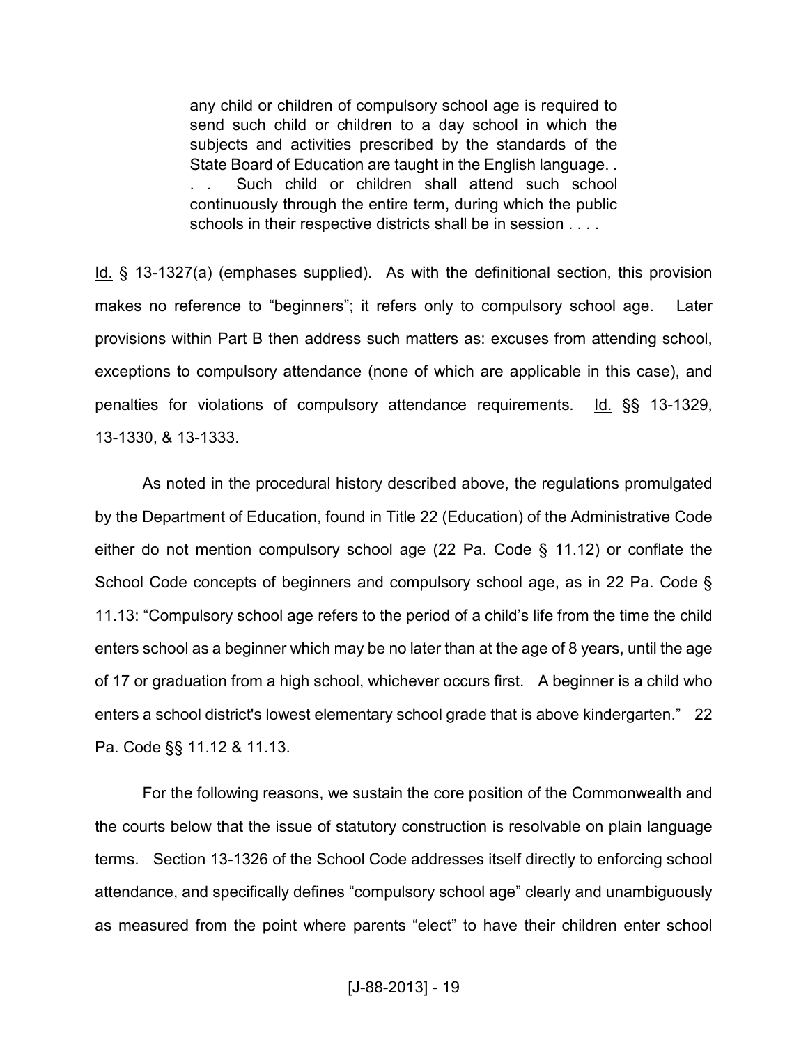> any child or children of compulsory school age is required to send such child or children to a day school in which the subjects and activities prescribed by the standards of the State Board of Education are taught in the English language. . . . Such child or children shall attend such school continuously through the entire term, during which the public schools in their respective districts shall be in session . . . .

Id. § 13-1327(a) (emphases supplied). As with the definitional section, this provision makes no reference to "beginners"; it refers only to compulsory school age. Later provisions within Part B then address such matters as: excuses from attending school, exceptions to compulsory attendance (none of which are applicable in this case), and penalties for violations of compulsory attendance requirements. Id. §§ 13-1329, 13-1330, & 13-1333.

As noted in the procedural history described above, the regulations promulgated by the Department of Education, found in Title 22 (Education) of the Administrative Code either do not mention compulsory school age (22 Pa. Code § 11.12) or conflate the School Code concepts of beginners and compulsory school age, as in 22 Pa. Code § 11.13: "Compulsory school age refers to the period of a child's life from the time the child enters school as a beginner which may be no later than at the age of 8 years, until the age of 17 or graduation from a high school, whichever occurs first. A beginner is a child who enters a school district's lowest elementary school grade that is above kindergarten." 22 Pa. Code §§ 11.12 & 11.13.

For the following reasons, we sustain the core position of the Commonwealth and the courts below that the issue of statutory construction is resolvable on plain language terms. Section 13-1326 of the School Code addresses itself directly to enforcing school attendance, and specifically defines "compulsory school age" clearly and unambiguously as measured from the point where parents "elect" to have their children enter school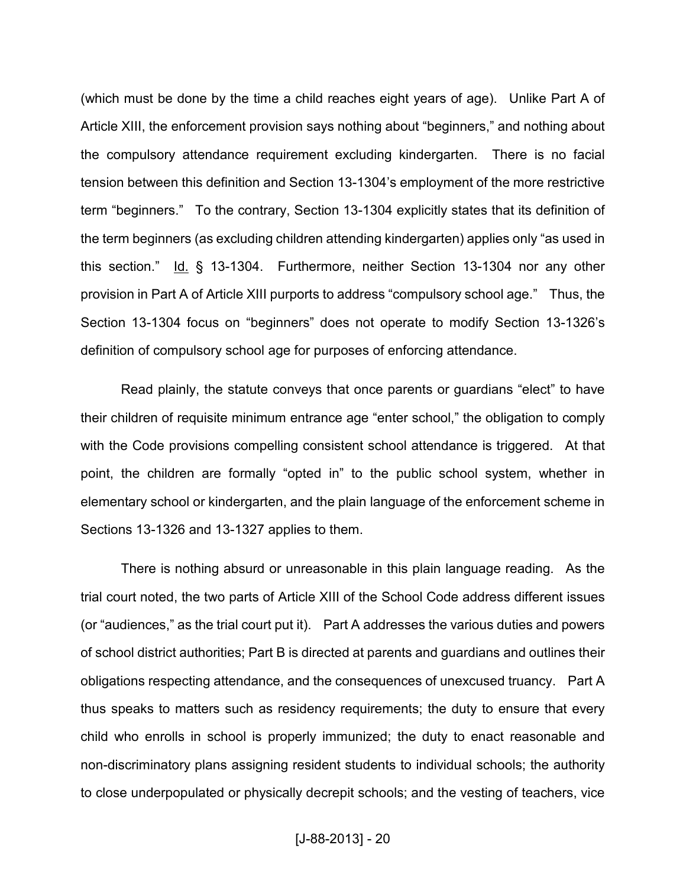(which must be done by the time a child reaches eight years of age). Unlike Part A of Article XIII, the enforcement provision says nothing about "beginners," and nothing about the compulsory attendance requirement excluding kindergarten. There is no facial tension between this definition and Section 13-1304's employment of the more restrictive term "beginners." To the contrary, Section 13-1304 explicitly states that its definition of the term beginners (as excluding children attending kindergarten) applies only "as used in this section." Id. § 13-1304. Furthermore, neither Section 13-1304 nor any other provision in Part A of Article XIII purports to address "compulsory school age." Thus, the Section 13-1304 focus on "beginners" does not operate to modify Section 13-1326's definition of compulsory school age for purposes of enforcing attendance.

Read plainly, the statute conveys that once parents or guardians "elect" to have their children of requisite minimum entrance age "enter school," the obligation to comply with the Code provisions compelling consistent school attendance is triggered. At that point, the children are formally "opted in" to the public school system, whether in elementary school or kindergarten, and the plain language of the enforcement scheme in Sections 13-1326 and 13-1327 applies to them.

There is nothing absurd or unreasonable in this plain language reading. As the trial court noted, the two parts of Article XIII of the School Code address different issues (or "audiences," as the trial court put it). Part A addresses the various duties and powers of school district authorities; Part B is directed at parents and guardians and outlines their obligations respecting attendance, and the consequences of unexcused truancy. Part A thus speaks to matters such as residency requirements; the duty to ensure that every child who enrolls in school is properly immunized; the duty to enact reasonable and non-discriminatory plans assigning resident students to individual schools; the authority to close underpopulated or physically decrepit schools; and the vesting of teachers, vice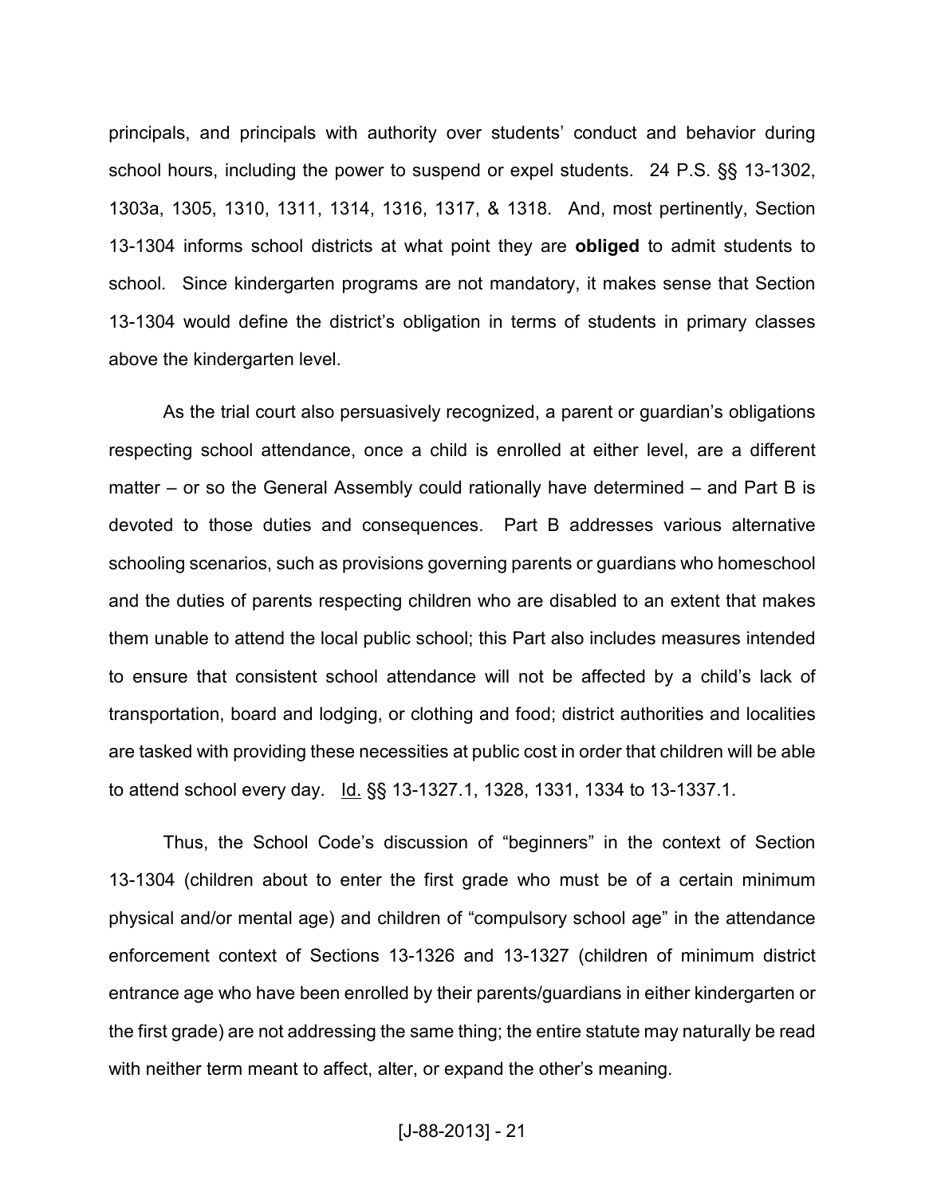principals, and principals with authority over students' conduct and behavior during school hours, including the power to suspend or expel students. 24 P.S. §§ 13-1302, 1303a, 1305, 1310, 1311, 1314, 1316, 1317, & 1318. And, most pertinently, Section 13-1304 informs school districts at what point they are **obliged** to admit students to school. Since kindergarten programs are not mandatory, it makes sense that Section 13-1304 would define the district's obligation in terms of students in primary classes above the kindergarten level.

As the trial court also persuasively recognized, a parent or guardian's obligations respecting school attendance, once a child is enrolled at either level, are a different matter – or so the General Assembly could rationally have determined – and Part B is devoted to those duties and consequences. Part B addresses various alternative schooling scenarios, such as provisions governing parents or guardians who homeschool and the duties of parents respecting children who are disabled to an extent that makes them unable to attend the local public school; this Part also includes measures intended to ensure that consistent school attendance will not be affected by a child's lack of transportation, board and lodging, or clothing and food; district authorities and localities are tasked with providing these necessities at public cost in order that children will be able to attend school every day. Id. §§ 13-1327.1, 1328, 1331, 1334 to 13-1337.1.

Thus, the School Code's discussion of "beginners" in the context of Section 13-1304 (children about to enter the first grade who must be of a certain minimum physical and/or mental age) and children of "compulsory school age" in the attendance enforcement context of Sections 13-1326 and 13-1327 (children of minimum district entrance age who have been enrolled by their parents/guardians in either kindergarten or the first grade) are not addressing the same thing; the entire statute may naturally be read with neither term meant to affect, alter, or expand the other's meaning.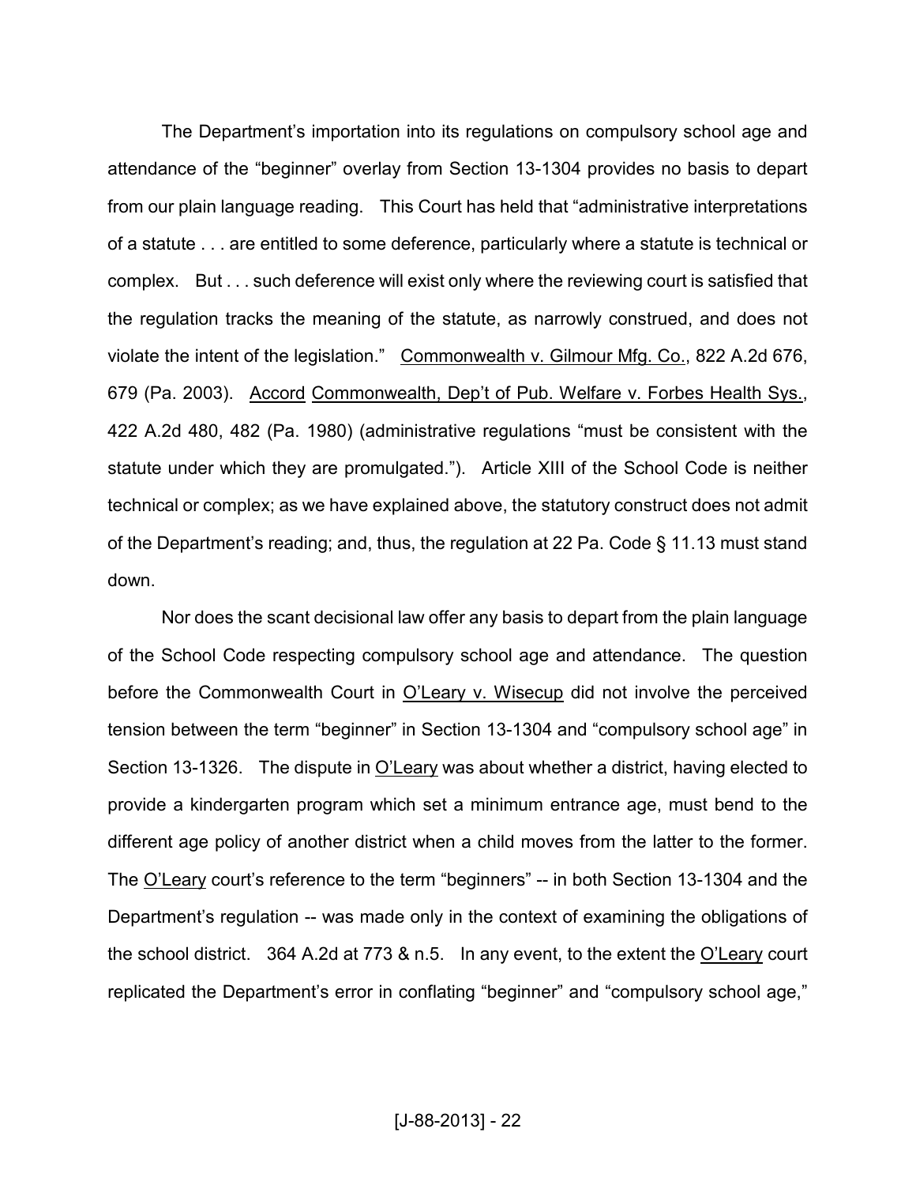The Department's importation into its regulations on compulsory school age and attendance of the "beginner" overlay from Section 13-1304 provides no basis to depart from our plain language reading. This Court has held that "administrative interpretations of a statute . . . are entitled to some deference, particularly where a statute is technical or complex. But . . . such deference will exist only where the reviewing court is satisfied that the regulation tracks the meaning of the statute, as narrowly construed, and does not violate the intent of the legislation." Commonwealth v. Gilmour Mfg. Co., 822 A.2d 676, 679 (Pa. 2003). Accord Commonwealth, Dep't of Pub. Welfare v. Forbes Health Sys., 422 A.2d 480, 482 (Pa. 1980) (administrative regulations "must be consistent with the statute under which they are promulgated."). Article XIII of the School Code is neither technical or complex; as we have explained above, the statutory construct does not admit of the Department's reading; and, thus, the regulation at 22 Pa. Code § 11.13 must stand down.

Nor does the scant decisional law offer any basis to depart from the plain language of the School Code respecting compulsory school age and attendance. The question before the Commonwealth Court in O'Leary v. Wisecup did not involve the perceived tension between the term "beginner" in Section 13-1304 and "compulsory school age" in Section 13-1326. The dispute in O'Leary was about whether a district, having elected to provide a kindergarten program which set a minimum entrance age, must bend to the different age policy of another district when a child moves from the latter to the former. The O'Leary court's reference to the term "beginners" -- in both Section 13-1304 and the Department's regulation -- was made only in the context of examining the obligations of the school district. 364 A.2d at 773 & n.5. In any event, to the extent the O'Leary court replicated the Department's error in conflating "beginner" and "compulsory school age,"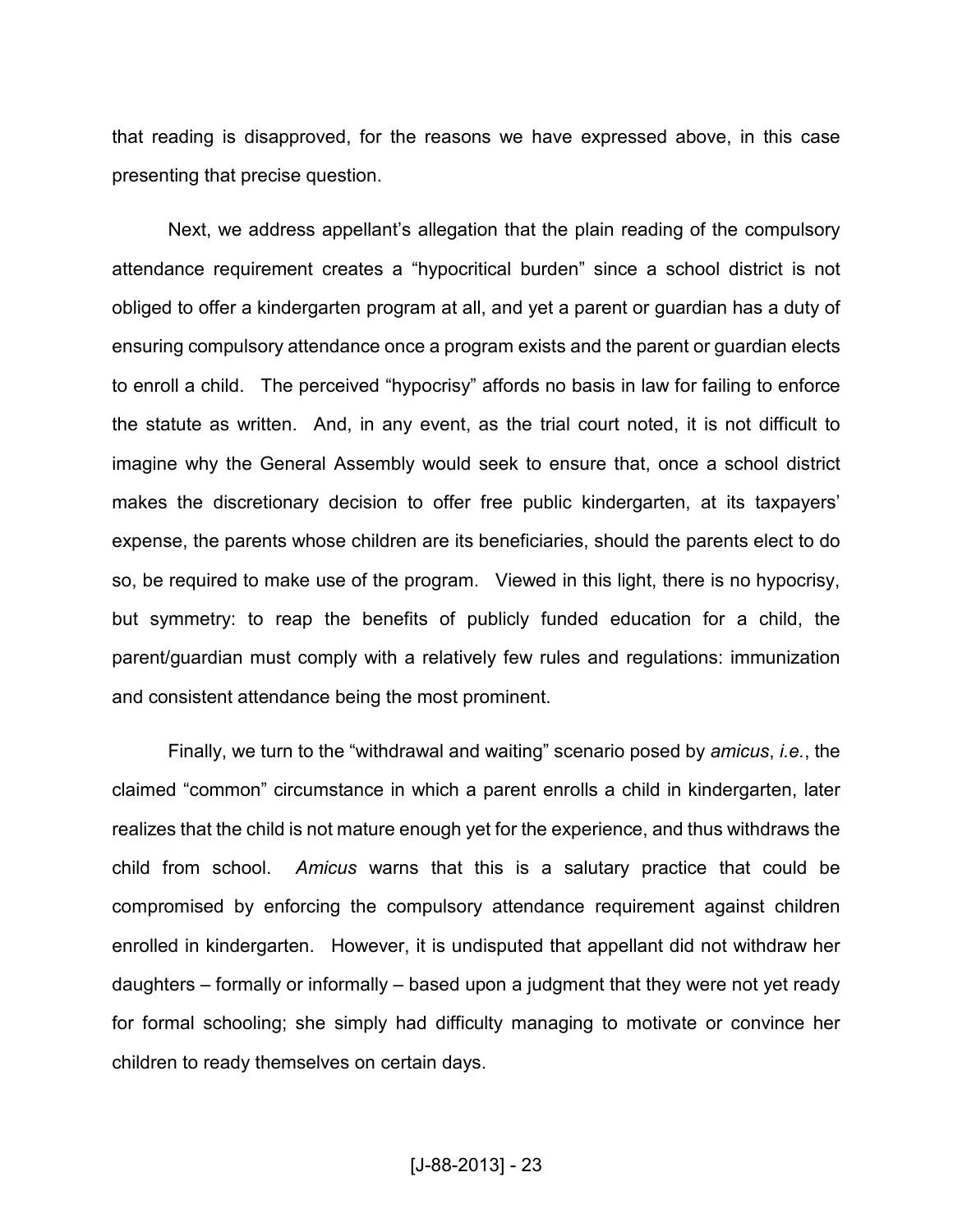that reading is disapproved, for the reasons we have expressed above, in this case presenting that precise question.

Next, we address appellant's allegation that the plain reading of the compulsory attendance requirement creates a "hypocritical burden" since a school district is not obliged to offer a kindergarten program at all, and yet a parent or guardian has a duty of ensuring compulsory attendance once a program exists and the parent or guardian elects to enroll a child. The perceived "hypocrisy" affords no basis in law for failing to enforce the statute as written. And, in any event, as the trial court noted, it is not difficult to imagine why the General Assembly would seek to ensure that, once a school district makes the discretionary decision to offer free public kindergarten, at its taxpayers' expense, the parents whose children are its beneficiaries, should the parents elect to do so, be required to make use of the program. Viewed in this light, there is no hypocrisy, but symmetry: to reap the benefits of publicly funded education for a child, the parent/guardian must comply with a relatively few rules and regulations: immunization and consistent attendance being the most prominent.

Finally, we turn to the "withdrawal and waiting" scenario posed by *amicus*, *i.e.*, the claimed "common" circumstance in which a parent enrolls a child in kindergarten, later realizes that the child is not mature enough yet for the experience, and thus withdraws the child from school. *Amicus* warns that this is a salutary practice that could be compromised by enforcing the compulsory attendance requirement against children enrolled in kindergarten. However, it is undisputed that appellant did not withdraw her daughters – formally or informally – based upon a judgment that they were not yet ready for formal schooling; she simply had difficulty managing to motivate or convince her children to ready themselves on certain days.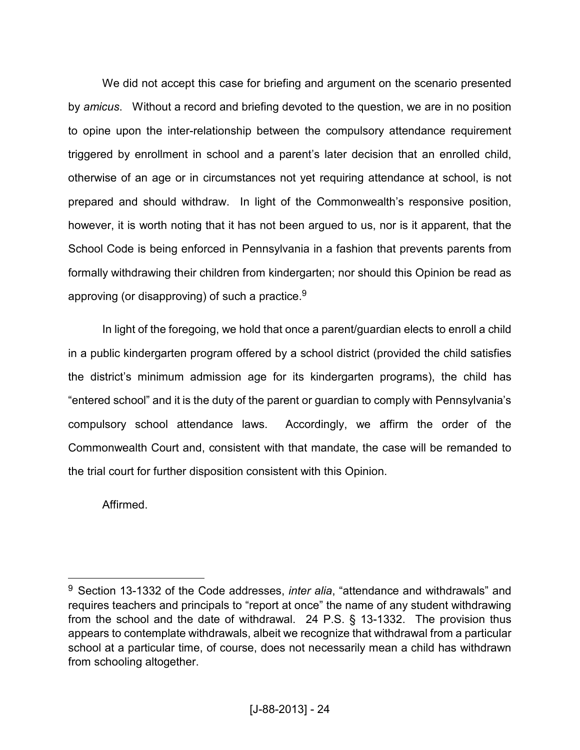We did not accept this case for briefing and argument on the scenario presented by *amicus*. Without a record and briefing devoted to the question, we are in no position to opine upon the inter-relationship between the compulsory attendance requirement triggered by enrollment in school and a parent's later decision that an enrolled child, otherwise of an age or in circumstances not yet requiring attendance at school, is not prepared and should withdraw. In light of the Commonwealth's responsive position, however, it is worth noting that it has not been argued to us, nor is it apparent, that the School Code is being enforced in Pennsylvania in a fashion that prevents parents from formally withdrawing their children from kindergarten; nor should this Opinion be read as approving (or disapproving) of such a practice.[9]

In light of the foregoing, we hold that once a parent/guardian elects to enroll a child in a public kindergarten program offered by a school district (provided the child satisfies the district's minimum admission age for its kindergarten programs), the child has "entered school" and it is the duty of the parent or guardian to comply with Pennsylvania's compulsory school attendance laws. Accordingly, we affirm the order of the Commonwealth Court and, consistent with that mandate, the case will be remanded to the trial court for further disposition consistent with this Opinion.

Affirmed.

---

[9] Section 13-1332 of the Code addresses, *inter alia*, "attendance and withdrawals" and requires teachers and principals to "report at once" the name of any student withdrawing from the school and the date of withdrawal. 24 P.S. § 13-1332. The provision thus appears to contemplate withdrawals, albeit we recognize that withdrawal from a particular school at a particular time, of course, does not necessarily mean a child has withdrawn from schooling altogether.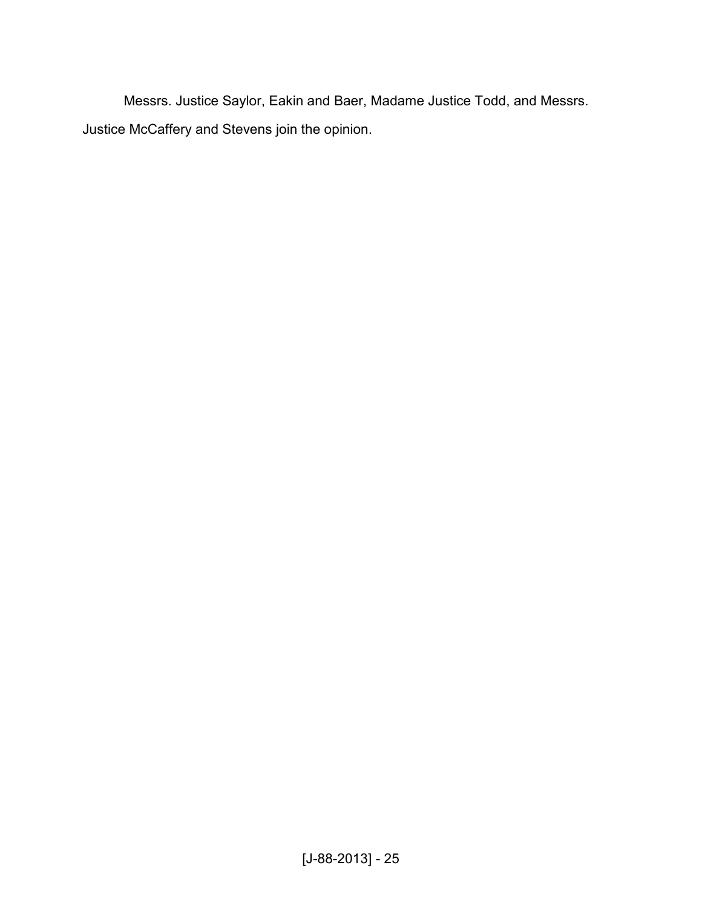Messrs. Justice Saylor, Eakin and Baer, Madame Justice Todd, and Messrs. Justice McCaffery and Stevens join the opinion.